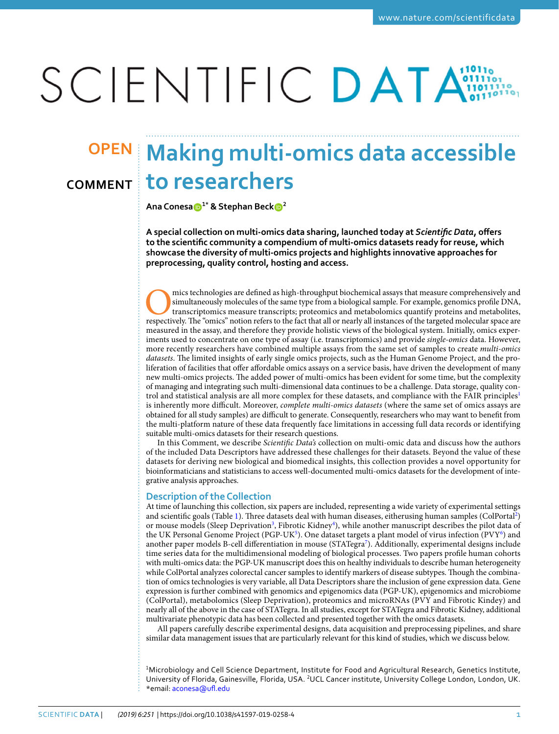OPEN

COMMENT

# Making multi-omics data accessible to researchers

**Ana Conesa[1*] & Stephan Beck[2]**

**A special collection on multi-omics data sharing, launched today at *Scientific Data*, offers to the scientific community a compendium of multi-omics datasets ready for reuse, which showcase the diversity of multi-omics projects and highlights innovative approaches for preprocessing, quality control, hosting and access.**

Omics technologies are defined as high-throughput biochemical assays that measure comprehensively and simultaneously molecules of the same type from a biological sample. For example, genomics profile DNA, transcriptomics measure transcripts; proteomics and metabolomics quantify proteins and metabolites, respectively. The "omics" notion refers to the fact that all or nearly all instances of the targeted molecular space are measured in the assay, and therefore they provide holistic views of the biological system. Initially, omics experiments used to concentrate on one type of assay (i.e. transcriptomics) and provide *single-omics* data. However, more recently researchers have combined multiple assays from the same set of samples to create *multi-omics datasets*. The limited insights of early single omics projects, such as the Human Genome Project, and the proliferation of facilities that offer affordable omics assays on a service basis, have driven the development of many new multi-omics projects. The added power of multi-omics has been evident for some time, but the complexity of managing and integrating such multi-dimensional data continues to be a challenge. Data storage, quality control and statistical analysis are all more complex for these datasets, and compliance with the FAIR principles[1] is inherently more difficult. Moreover, *complete multi-omics datasets* (where the same set of omics assays are obtained for all study samples) are difficult to generate. Consequently, researchers who may want to benefit from the multi-platform nature of these data frequently face limitations in accessing full data records or identifying suitable multi-omics datasets for their research questions.

In this Comment, we describe *Scientific Data's* collection on multi-omic data and discuss how the authors of the included Data Descriptors have addressed these challenges for their datasets. Beyond the value of these datasets for deriving new biological and biomedical insights, this collection provides a novel opportunity for bioinformaticians and statisticians to access well-documented multi-omics datasets for the development of integrative analysis approaches.

## Description of the Collection

At time of launching this collection, six papers are included, representing a wide variety of experimental settings and scientific goals (Table 1). Three datasets deal with human diseases, eitherusing human samples (ColPortal[2]) or mouse models (Sleep Deprivation[3], Fibrotic Kidney[4]), while another manuscript describes the pilot data of the UK Personal Genome Project (PGP-UK[5]). One dataset targets a plant model of virus infection (PVY[6]) and another paper models B-cell differentiation in mouse (STATegra[7]). Additionally, experimental designs include time series data for the multidimensional modeling of biological processes. Two papers profile human cohorts with multi-omics data: the PGP-UK manuscript does this on healthy individuals to describe human heterogeneity while ColPortal analyzes colorectal cancer samples to identify markers of disease subtypes. Though the combination of omics technologies is very variable, all Data Descriptors share the inclusion of gene expression data. Gene expression is further combined with genomics and epigenomics data (PGP-UK), epigenomics and microbiome (ColPortal), metabolomics (Sleep Deprivation), proteomics and microRNAs (PVY and Fibrotic Kindey) and nearly all of the above in the case of STATegra. In all studies, except for STATegra and Fibrotic Kidney, additional multivariate phenotypic data has been collected and presented together with the omics datasets.

All papers carefully describe experimental designs, data acquisition and preprocessing pipelines, and share similar data management issues that are particularly relevant for this kind of studies, which we discuss below.

[1]Microbiology and Cell Science Department, Institute for Food and Agricultural Research, Genetics Institute, University of Florida, Gainesville, Florida, USA. [2]UCL Cancer institute, University College London, London, UK. *email: aconesa@ufl.edu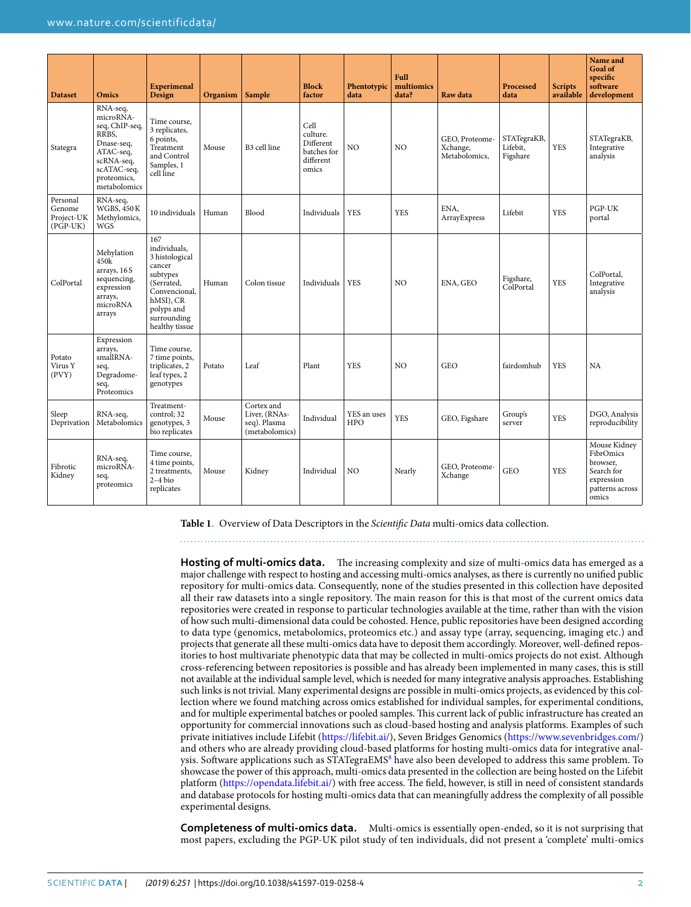| Dataset | Omics | Experimental Design | Organism | Sample | Block factor | Phentotypic data | Full multiomics data? | Raw data | Processed data | Scripts available | Name and Goal of specific software development |
|---|---|---|---|---|---|---|---|---|---|---|---|
| Stategra | RNA-seq, microRNA-seq, ChIP-seq, RRBS, Dnase-seq, ATAC-seq, scRNA-seq, scATAC-seq, proteomics, metabolomics | Time course, 3 replicates, 6 points, Treatment and Control Samples, 1 cell line | Mouse | B3 cell line | Cell culture. Different batches for different omics | NO | NO | GEO, Proteome-Xchange, Metabolomics, | STATegraKB, Lifebit, Figshare | YES | STATegraKB, Integrative analysis |
| Personal Genome Project-UK (PGP-UK) | RNA-seq, WGBS, 450 K Methylomics, WGS | 10 individuals | Human | Blood | Individuals | YES | YES | ENA, ArrayExpress | Lifebit | YES | PGP-UK portal |
| ColPortal | Mehylation 450k arrays, 16 S sequencing, expression arrays, microRNA arrays | 167 individuals, 3 histological cancer subtypes (Serrated, Convencional, hMSI), CR polyps and surrounding healthy tissue | Human | Colon tissue | Individuals | YES | NO | ENA, GEO | Figshare, ColPortal | YES | ColPortal, Integrative analysis |
| Potato Virus Y (PVY) | Expression arrays, smallRNA-seq, Degradome-seq, Proteomics | Time course, 7 time points, triplicates, 2 leaf types, 2 genotypes | Potato | Leaf | Plant | YES | NO | GEO | fairdomhub | YES | NA |
| Sleep Deprivation | RNA-seq, Metabolomics | Treatment-control; 32 genotypes, 3 bio replicates | Mouse | Cortex and Liver, (RNAs-seq). Plasma (metabolomics) | Individual | YES an uses HPO | YES | GEO, Figshare | Group's server | YES | DGO, Analysis reproducibility |
| Fibrotic Kidney | RNA-seq, microRNA-seq, proteomics | Time course, 4 time points, 2 treatments, 2–4 bio replicates | Mouse | Kidney | Individual | NO | Nearly | GEO, Proteome-Xchange | GEO | YES | Mouse Kidney FibrOmics browser, Search for expression patterns across omics |

**Table 1**. Overview of Data Descriptors in the *Scientific Data* multi-omics data collection.

**Hosting of multi-omics data.** The increasing complexity and size of multi-omics data has emerged as a major challenge with respect to hosting and accessing multi-omics analyses, as there is currently no unified public repository for multi-omics data. Consequently, none of the studies presented in this collection have deposited all their raw datasets into a single repository. The main reason for this is that most of the current omics data repositories were created in response to particular technologies available at the time, rather than with the vision of how such multi-dimensional data could be cohosted. Hence, public repositories have been designed according to data type (genomics, metabolomics, proteomics etc.) and assay type (array, sequencing, imaging etc.) and projects that generate all these multi-omics data have to deposit them accordingly. Moreover, well-defined repositories to host multivariate phenotypic data that may be collected in multi-omics projects do not exist. Although cross-referencing between repositories is possible and has already been implemented in many cases, this is still not available at the individual sample level, which is needed for many integrative analysis approaches. Establishing such links is not trivial. Many experimental designs are possible in multi-omics projects, as evidenced by this collection where we found matching across omics established for individual samples, for experimental conditions, and for multiple experimental batches or pooled samples. This current lack of public infrastructure has created an opportunity for commercial innovations such as cloud-based hosting and analysis platforms. Examples of such private initiatives include Lifebit (https://lifebit.ai/), Seven Bridges Genomics (https://www.sevenbridges.com/) and others who are already providing cloud-based platforms for hosting multi-omics data for integrative analysis. Software applications such as STATegraEMS[8] have also been developed to address this same problem. To showcase the power of this approach, multi-omics data presented in the collection are being hosted on the Lifebit platform (https://opendata.lifebit.ai/) with free access. The field, however, is still in need of consistent standards and database protocols for hosting multi-omics data that can meaningfully address the complexity of all possible experimental designs.

**Completeness of multi-omics data.** Multi-omics is essentially open-ended, so it is not surprising that most papers, excluding the PGP-UK pilot study of ten individuals, did not present a 'complete' multi-omics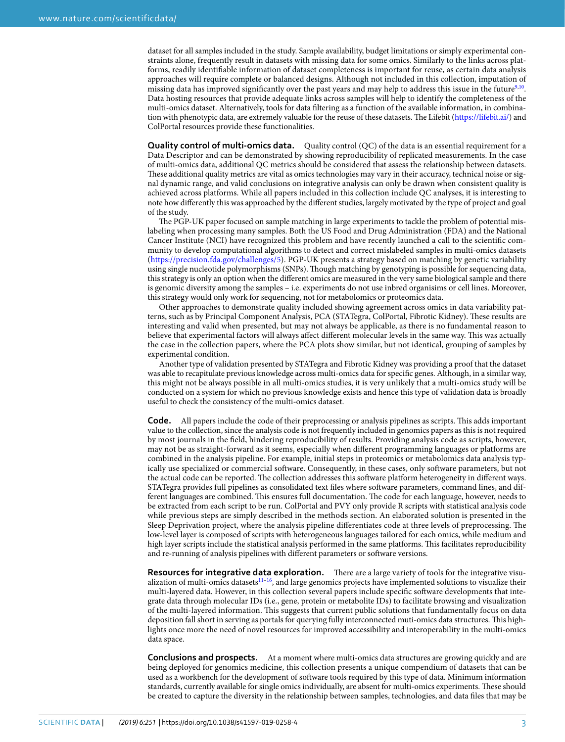dataset for all samples included in the study. Sample availability, budget limitations or simply experimental constraints alone, frequently result in datasets with missing data for some omics. Similarly to the links across platforms, readily identifiable information of dataset completeness is important for reuse, as certain data analysis approaches will require complete or balanced designs. Although not included in this collection, imputation of missing data has improved significantly over the past years and may help to address this issue in the future[9,10]. Data hosting resources that provide adequate links across samples will help to identify the completeness of the multi-omics dataset. Alternatively, tools for data filtering as a function of the available information, in combination with phenotypic data, are extremely valuable for the reuse of these datasets. The Lifebit (https://lifebit.ai/) and ColPortal resources provide these functionalities.

**Quality control of multi-omics data.** Quality control (QC) of the data is an essential requirement for a Data Descriptor and can be demonstrated by showing reproducibility of replicated measurements. In the case of multi-omics data, additional QC metrics should be considered that assess the relationship between datasets. These additional quality metrics are vital as omics technologies may vary in their accuracy, technical noise or signal dynamic range, and valid conclusions on integrative analysis can only be drawn when consistent quality is achieved across platforms. While all papers included in this collection include QC analyses, it is interesting to note how differently this was approached by the different studies, largely motivated by the type of project and goal of the study.

The PGP-UK paper focused on sample matching in large experiments to tackle the problem of potential mislabeling when processing many samples. Both the US Food and Drug Administration (FDA) and the National Cancer Institute (NCI) have recognized this problem and have recently launched a call to the scientific community to develop computational algorithms to detect and correct mislabeled samples in multi-omics datasets (https://precision.fda.gov/challenges/5). PGP-UK presents a strategy based on matching by genetic variability using single nucleotide polymorphisms (SNPs). Though matching by genotyping is possible for sequencing data, this strategy is only an option when the different omics are measured in the very same biological sample and there is genomic diversity among the samples – i.e. experiments do not use inbred organisims or cell lines. Moreover, this strategy would only work for sequencing, not for metabolomics or proteomics data.

Other approaches to demonstrate quality included showing agreement across omics in data variability patterns, such as by Principal Component Analysis, PCA (STATegra, ColPortal, Fibrotic Kidney). These results are interesting and valid when presented, but may not always be applicable, as there is no fundamental reason to believe that experimental factors will always affect different molecular levels in the same way. This was actually the case in the collection papers, where the PCA plots show similar, but not identical, grouping of samples by experimental condition.

Another type of validation presented by STATegra and Fibrotic Kidney was providing a proof that the dataset was able to recapitulate previous knowledge across multi-omics data for specific genes. Although, in a similar way, this might not be always possible in all multi-omics studies, it is very unlikely that a multi-omics study will be conducted on a system for which no previous knowledge exists and hence this type of validation data is broadly useful to check the consistency of the multi-omics dataset.

**Code.** All papers include the code of their preprocessing or analysis pipelines as scripts. This adds important value to the collection, since the analysis code is not frequently included in genomics papers as this is not required by most journals in the field, hindering reproducibility of results. Providing analysis code as scripts, however, may not be as straight-forward as it seems, especially when different programming languages or platforms are combined in the analysis pipeline. For example, initial steps in proteomics or metabolomics data analysis typically use specialized or commercial software. Consequently, in these cases, only software parameters, but not the actual code can be reported. The collection addresses this software platform heterogeneity in different ways. STATegra provides full pipelines as consolidated text files where software parameters, command lines, and different languages are combined. This ensures full documentation. The code for each language, however, needs to be extracted from each script to be run. ColPortal and PVY only provide R scripts with statistical analysis code while previous steps are simply described in the methods section. An elaborated solution is presented in the Sleep Deprivation project, where the analysis pipeline differentiates code at three levels of preprocessing. The low-level layer is composed of scripts with heterogeneous languages tailored for each omics, while medium and high layer scripts include the statistical analysis performed in the same platforms. This facilitates reproducibility and re-running of analysis pipelines with different parameters or software versions.

**Resources for integrative data exploration.** There are a large variety of tools for the integrative visualization of multi-omics datasets[11–16], and large genomics projects have implemented solutions to visualize their multi-layered data. However, in this collection several papers include specific software developments that integrate data through molecular IDs (i.e., gene, protein or metabolite IDs) to facilitate browsing and visualization of the multi-layered information. This suggests that current public solutions that fundamentally focus on data deposition fall short in serving as portals for querying fully interconnected muti-omics data structures. This highlights once more the need of novel resources for improved accessibility and interoperability in the multi-omics data space.

**Conclusions and prospects.** At a moment where multi-omics data structures are growing quickly and are being deployed for genomics medicine, this collection presents a unique compendium of datasets that can be used as a workbench for the development of software tools required by this type of data. Minimum information standards, currently available for single omics individually, are absent for multi-omics experiments. These should be created to capture the diversity in the relationship between samples, technologies, and data files that may be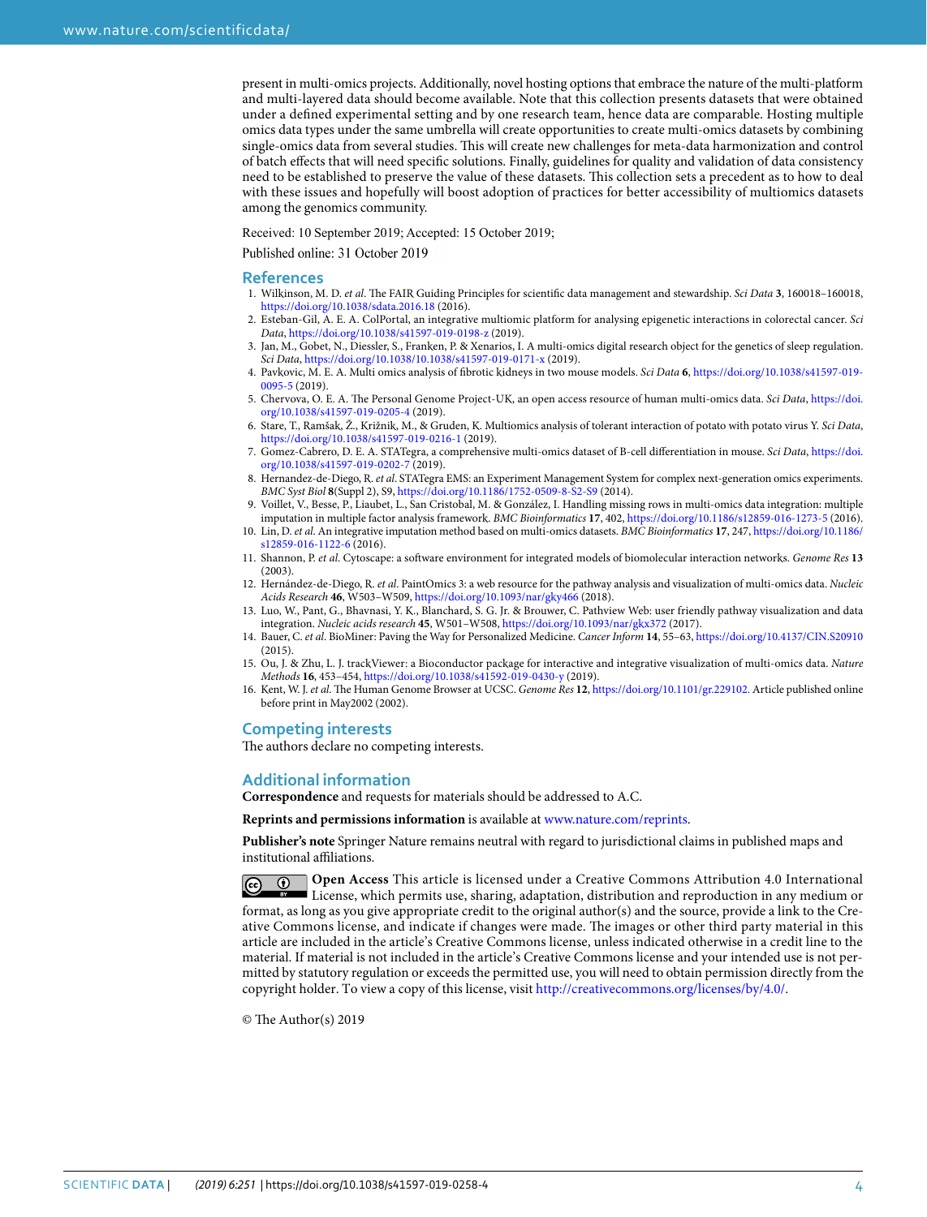present in multi-omics projects. Additionally, novel hosting options that embrace the nature of the multi-platform and multi-layered data should become available. Note that this collection presents datasets that were obtained under a defined experimental setting and by one research team, hence data are comparable. Hosting multiple omics data types under the same umbrella will create opportunities to create multi-omics datasets by combining single-omics data from several studies. This will create new challenges for meta-data harmonization and control of batch effects that will need specific solutions. Finally, guidelines for quality and validation of data consistency need to be established to preserve the value of these datasets. This collection sets a precedent as to how to deal with these issues and hopefully will boost adoption of practices for better accessibility of multiomics datasets among the genomics community.

Received: 10 September 2019; Accepted: 15 October 2019;

Published online: 31 October 2019

## References

1. Wilkinson, M. D. *et al*. The FAIR Guiding Principles for scientific data management and stewardship. *Sci Data* **3**, 160018–160018, https://doi.org/10.1038/sdata.2016.18 (2016).
2. Esteban-Gil, A. E. A. ColPortal, an integrative multiomic platform for analysing epigenetic interactions in colorectal cancer. *Sci Data*, https://doi.org/10.1038/s41597-019-0198-z (2019).
3. Jan, M., Gobet, N., Diessler, S., Franken, P. & Xenarios, I. A multi-omics digital research object for the genetics of sleep regulation. *Sci Data*, https://doi.org/10.1038/10.1038/s41597-019-0171-x (2019).
4. Pavkovic, M. E. A. Multi omics analysis of fibrotic kidneys in two mouse models. *Sci Data* **6**, https://doi.org/10.1038/s41597-019-0095-5 (2019).
5. Chervova, O. E. A. The Personal Genome Project-UK, an open access resource of human multi-omics data. *Sci Data*, https://doi.org/10.1038/s41597-019-0205-4 (2019).
6. Stare, T., Ramšak, Ž., Križnik, M., & Gruden, K. Multiomics analysis of tolerant interaction of potato with potato virus Y. *Sci Data*, https://doi.org/10.1038/s41597-019-0216-1 (2019).
7. Gomez-Cabrero, D. E. A. STATegra, a comprehensive multi-omics dataset of B-cell differentiation in mouse. *Sci Data*, https://doi.org/10.1038/s41597-019-0202-7 (2019).
8. Hernandez-de-Diego, R. *et al*. STATegra EMS: an Experiment Management System for complex next-generation omics experiments. *BMC Syst Biol* **8**(Suppl 2), S9, https://doi.org/10.1186/1752-0509-8-S2-S9 (2014).
9. Voillet, V., Besse, P., Liaubet, L., San Cristobal, M. & González, I. Handling missing rows in multi-omics data integration: multiple imputation in multiple factor analysis framework. *BMC Bioinformatics* **17**, 402, https://doi.org/10.1186/s12859-016-1273-5 (2016).
10. Lin, D. *et al*. An integrative imputation method based on multi-omics datasets. *BMC Bioinformatics* **17**, 247, https://doi.org/10.1186/s12859-016-1122-6 (2016).
11. Shannon, P. *et al*. Cytoscape: a software environment for integrated models of biomolecular interaction networks. *Genome Res* **13** (2003).
12. Hernández-de-Diego, R. *et al*. PaintOmics 3: a web resource for the pathway analysis and visualization of multi-omics data. *Nucleic Acids Research* **46**, W503–W509, https://doi.org/10.1093/nar/gky466 (2018).
13. Luo, W., Pant, G., Bhavnasi, Y. K., Blanchard, S. G. Jr. & Brouwer, C. Pathview Web: user friendly pathway visualization and data integration. *Nucleic acids research* **45**, W501–W508, https://doi.org/10.1093/nar/gkx372 (2017).
14. Bauer, C. *et al*. BioMiner: Paving the Way for Personalized Medicine. *Cancer Inform* **14**, 55–63, https://doi.org/10.4137/CIN.S20910 (2015).
15. Ou, J. & Zhu, L. J. trackViewer: a Bioconductor package for interactive and integrative visualization of multi-omics data. *Nature Methods* **16**, 453–454, https://doi.org/10.1038/s41592-019-0430-y (2019).
16. Kent, W. J. *et al*. The Human Genome Browser at UCSC. *Genome Res* **12**, https://doi.org/10.1101/gr.229102. Article published online before print in May2002 (2002).

## Competing interests

The authors declare no competing interests.

## Additional information

**Correspondence** and requests for materials should be addressed to A.C.

**Reprints and permissions information** is available at www.nature.com/reprints.

**Publisher's note** Springer Nature remains neutral with regard to jurisdictional claims in published maps and institutional affiliations.

**Open Access** This article is licensed under a Creative Commons Attribution 4.0 International License, which permits use, sharing, adaptation, distribution and reproduction in any medium or format, as long as you give appropriate credit to the original author(s) and the source, provide a link to the Creative Commons license, and indicate if changes were made. The images or other third party material in this article are included in the article's Creative Commons license, unless indicated otherwise in a credit line to the material. If material is not included in the article's Creative Commons license and your intended use is not permitted by statutory regulation or exceeds the permitted use, you will need to obtain permission directly from the copyright holder. To view a copy of this license, visit http://creativecommons.org/licenses/by/4.0/.

© The Author(s) 2019